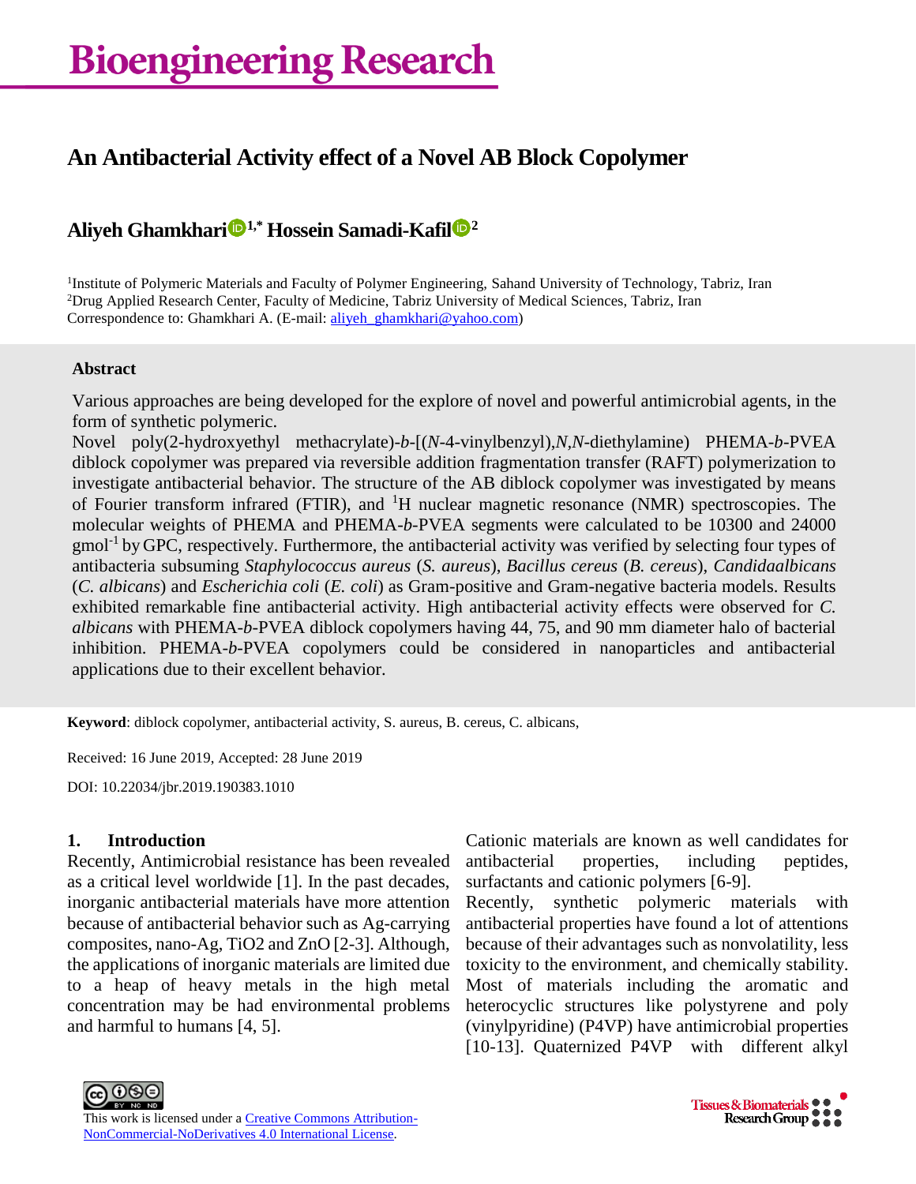# Bioengineering Research

## An Antibacterial Activity effect of a Novel AB Block Copolymer

**Aliyeh Ghamkhari[1,*] Hossein Samadi-Kafil[2]**

[1]Institute of Polymeric Materials and Faculty of Polymer Engineering, Sahand University of Technology, Tabriz, Iran
[2]Drug Applied Research Center, Faculty of Medicine, Tabriz University of Medical Sciences, Tabriz, Iran
Correspondence to: Ghamkhari A. (E-mail: aliyeh_ghamkhari@yahoo.com)

**Abstract**

Various approaches are being developed for the explore of novel and powerful antimicrobial agents, in the form of synthetic polymeric.

Novel poly(2-hydroxyethyl methacrylate)-*b*-[(*N*-4-vinylbenzyl),*N*,*N*-diethylamine) PHEMA-*b*-PVEA diblock copolymer was prepared via reversible addition fragmentation transfer (RAFT) polymerization to investigate antibacterial behavior. The structure of the AB diblock copolymer was investigated by means of Fourier transform infrared (FTIR), and $^1$H nuclear magnetic resonance (NMR) spectroscopies. The molecular weights of PHEMA and PHEMA-*b*-PVEA segments were calculated to be 10300 and 24000 gmol$^{-1}$ by GPC, respectively. Furthermore, the antibacterial activity was verified by selecting four types of antibacteria subsuming *Staphylococcus aureus* (*S. aureus*), *Bacillus cereus* (*B. cereus*), *Candidaalbicans* (*C. albicans*) and *Escherichia coli* (*E. coli*) as Gram-positive and Gram-negative bacteria models. Results exhibited remarkable fine antibacterial activity. High antibacterial activity effects were observed for *C. albicans* with PHEMA-*b*-PVEA diblock copolymers having 44, 75, and 90 mm diameter halo of bacterial inhibition. PHEMA-*b*-PVEA copolymers could be considered in nanoparticles and antibacterial applications due to their excellent behavior.

**Keyword**: diblock copolymer, antibacterial activity, S. aureus, B. cereus, C. albicans,

Received: 16 June 2019, Accepted: 28 June 2019

DOI: 10.22034/jbr.2019.190383.1010

## 1. Introduction

Recently, Antimicrobial resistance has been revealed as a critical level worldwide [1]. In the past decades, inorganic antibacterial materials have more attention because of antibacterial behavior such as Ag-carrying composites, nano-Ag, $TiO_2$ and ZnO [2-3]. Although, the applications of inorganic materials are limited due to a heap of heavy metals in the high metal concentration may be had environmental problems and harmful to humans [4, 5].

Cationic materials are known as well candidates for antibacterial properties, including peptides, surfactants and cationic polymers [6-9].

Recently, synthetic polymeric materials with antibacterial properties have found a lot of attentions because of their advantages such as nonvolatility, less toxicity to the environment, and chemically stability. Most of materials including the aromatic and heterocyclic structures like polystyrene and poly (vinylpyridine) (P4VP) have antimicrobial properties [10-13]. Quaternized P4VP with different alkyl

This work is licensed under a Creative Commons Attribution-NonCommercial-NoDerivatives 4.0 International License.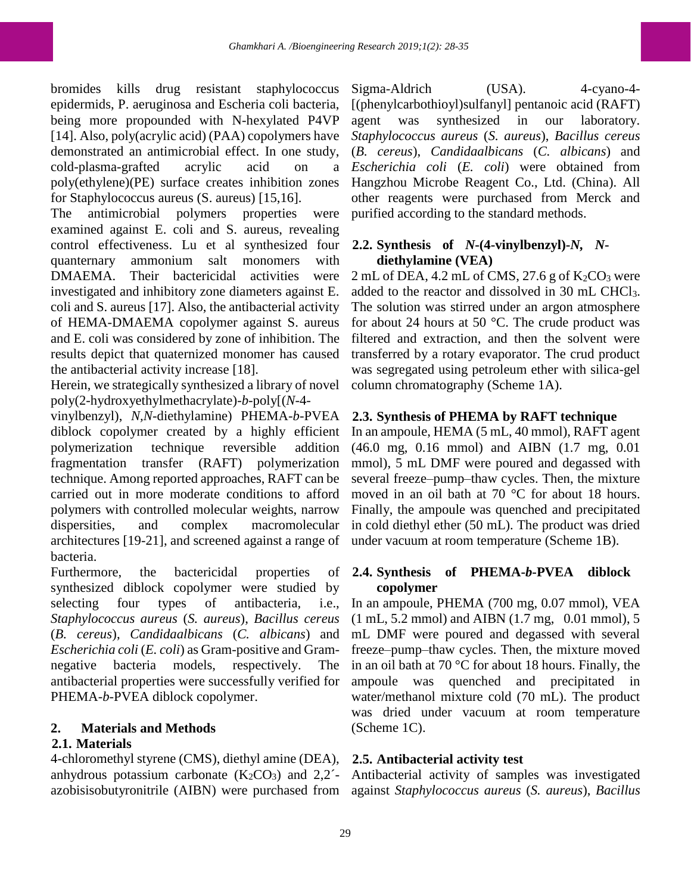bromides kills drug resistant staphylococcus epidermids, P. aeruginosa and Escheria coli bacteria, being more propounded with N-hexylated P4VP [14]. Also, poly(acrylic acid) (PAA) copolymers have demonstrated an antimicrobial effect. In one study, cold-plasma-grafted acrylic acid on a poly(ethylene)(PE) surface creates inhibition zones for Staphylococcus aureus (S. aureus) [15,16].

The antimicrobial polymers properties were examined against E. coli and S. aureus, revealing control effectiveness. Lu et al synthesized four quanternary ammonium salt monomers with DMAEMA. Their bactericidal activities were investigated and inhibitory zone diameters against E. coli and S. aureus [17]. Also, the antibacterial activity of HEMA-DMAEMA copolymer against S. aureus and E. coli was considered by zone of inhibition. The results depict that quaternized monomer has caused the antibacterial activity increase [18].

Herein, we strategically synthesized a library of novel poly(2-hydroxyethylmethacrylate)-*b*-poly[(*N*-4-vinylbenzyl), *N,N*-diethylamine) PHEMA-*b*-PVEA diblock copolymer created by a highly efficient polymerization technique reversible addition fragmentation transfer (RAFT) polymerization technique. Among reported approaches, RAFT can be carried out in more moderate conditions to afford polymers with controlled molecular weights, narrow dispersities, and complex macromolecular architectures [19-21], and screened against a range of bacteria.

Furthermore, the bactericidal properties of synthesized diblock copolymer were studied by selecting four types of antibacteria, i.e., *Staphylococcus aureus* (*S. aureus*), *Bacillus cereus* (*B. cereus*), *Candidaalbicans* (*C. albicans*) and *Escherichia coli* (*E. coli*) as Gram-positive and Gram-negative bacteria models, respectively. The antibacterial properties were successfully verified for PHEMA-*b*-PVEA diblock copolymer.

## 2. Materials and Methods

### 2.1. Materials

4-chloromethyl styrene (CMS), diethyl amine (DEA), anhydrous potassium carbonate ($K_2CO_3$) and 2,2´-azobisisobutyronitrile (AIBN) were purchased from Sigma-Aldrich (USA). 4-cyano-4-[(phenylcarbothioyl)sulfanyl] pentanoic acid (RAFT) agent was synthesized in our laboratory. *Staphylococcus aureus* (*S. aureus*), *Bacillus cereus* (*B. cereus*), *Candidaalbicans* (*C. albicans*) and *Escherichia coli* (*E. coli*) were obtained from Hangzhou Microbe Reagent Co., Ltd. (China). All other reagents were purchased from Merck and purified according to the standard methods.

### 2.2. Synthesis of *N*-(4-vinylbenzyl)-*N*, *N*-diethylamine (VEA)

2 mL of DEA, 4.2 mL of CMS, 27.6 g of $K_2CO_3$ were added to the reactor and dissolved in 30 mL $CHCl_3$. The solution was stirred under an argon atmosphere for about 24 hours at 50 °C. The crude product was filtered and extraction, and then the solvent were transferred by a rotary evaporator. The crud product was segregated using petroleum ether with silica-gel column chromatography (Scheme 1A).

### 2.3. Synthesis of PHEMA by RAFT technique

In an ampoule, HEMA (5 mL, 40 mmol), RAFT agent (46.0 mg, 0.16 mmol) and AIBN (1.7 mg, 0.01 mmol), 5 mL DMF were poured and degassed with several freeze–pump–thaw cycles. Then, the mixture moved in an oil bath at 70 °C for about 18 hours. Finally, the ampoule was quenched and precipitated in cold diethyl ether (50 mL). The product was dried under vacuum at room temperature (Scheme 1B).

### 2.4. Synthesis of PHEMA-*b*-PVEA diblock copolymer

In an ampoule, PHEMA (700 mg, 0.07 mmol), VEA (1 mL, 5.2 mmol) and AIBN (1.7 mg, 0.01 mmol), 5 mL DMF were poured and degassed with several freeze–pump–thaw cycles. Then, the mixture moved in an oil bath at 70 °C for about 18 hours. Finally, the ampoule was quenched and precipitated in water/methanol mixture cold (70 mL). The product was dried under vacuum at room temperature (Scheme 1C).

### 2.5. Antibacterial activity test

Antibacterial activity of samples was investigated against *Staphylococcus aureus* (*S. aureus*), *Bacillus*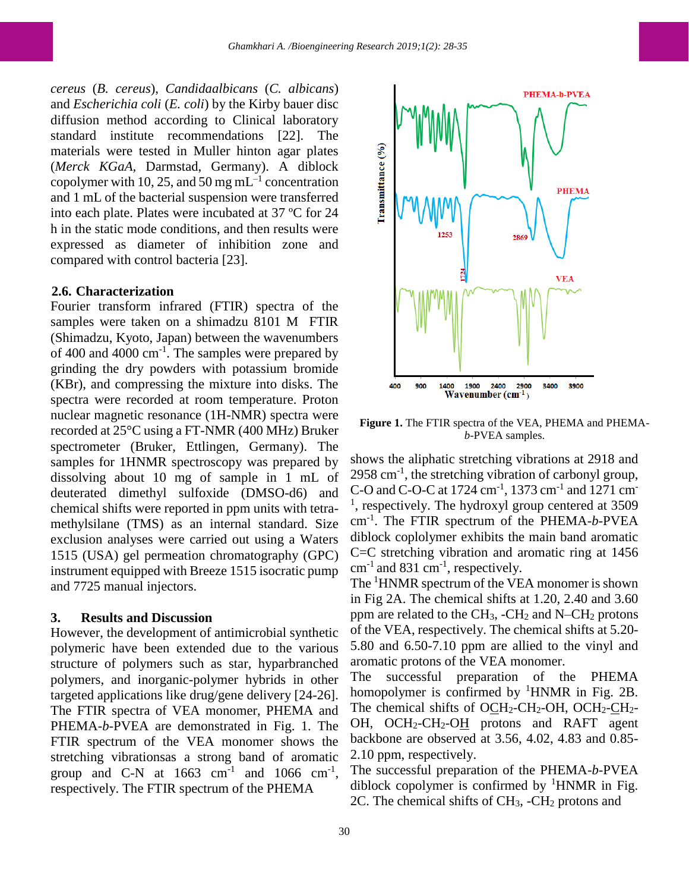*cereus* (*B. cereus*), *Candidaalbicans* (*C. albicans*) and *Escherichia coli* (*E. coli*) by the Kirby bauer disc diffusion method according to Clinical laboratory standard institute recommendations [22]. The materials were tested in Muller hinton agar plates (*Merck KGaA*, Darmstad, Germany). A diblock copolymer with 10, 25, and 50 mg $mL^{-1}$ concentration and 1 mL of the bacterial suspension were transferred into each plate. Plates were incubated at 37 ºC for 24 h in the static mode conditions, and then results were expressed as diameter of inhibition zone and compared with control bacteria [23].

### 2.6. Characterization

Fourier transform infrared (FTIR) spectra of the samples were taken on a shimadzu 8101 M FTIR (Shimadzu, Kyoto, Japan) between the wavenumbers of 400 and 4000 $cm^{-1}$. The samples were prepared by grinding the dry powders with potassium bromide (KBr), and compressing the mixture into disks. The spectra were recorded at room temperature. Proton nuclear magnetic resonance (1H-NMR) spectra were recorded at 25°C using a FT-NMR (400 MHz) Bruker spectrometer (Bruker, Ettlingen, Germany). The samples for 1HNMR spectroscopy was prepared by dissolving about 10 mg of sample in 1 mL of deuterated dimethyl sulfoxide (DMSO-d6) and chemical shifts were reported in ppm units with tetra-methylsilane (TMS) as an internal standard. Size exclusion analyses were carried out using a Waters 1515 (USA) gel permeation chromatography (GPC) instrument equipped with Breeze 1515 isocratic pump and 7725 manual injectors.

## 3. Results and Discussion

However, the development of antimicrobial synthetic polymeric have been extended due to the various structure of polymers such as star, hyparbranched polymers, and inorganic-polymer hybrids in other targeted applications like drug/gene delivery [24-26]. The FTIR spectra of VEA monomer, PHEMA and PHEMA-*b*-PVEA are demonstrated in Fig. 1. The FTIR spectrum of the VEA monomer shows the stretching vibrationsas a strong band of aromatic group and C-N at 1663 $cm^{-1}$ and 1066 $cm^{-1}$, respectively. The FTIR spectrum of the PHEMA shows the aliphatic stretching vibrations at 2918 and 2958 $cm^{-1}$, the stretching vibration of carbonyl group, C-O and C-O-C at 1724 $cm^{-1}$, 1373 $cm^{-1}$ and 1271 $cm^{-1}$, respectively. The hydroxyl group centered at 3509 $cm^{-1}$. The FTIR spectrum of the PHEMA-*b*-PVEA diblock coplolymer exhibits the main band aromatic C=C stretching vibration and aromatic ring at 1456 $cm^{-1}$ and 831 $cm^{-1}$, respectively.

**Figure 1.** The FTIR spectra of the VEA, PHEMA and PHEMA-*b*-PVEA samples.

The $^{1}$HNMR spectrum of the VEA monomer is shown in Fig 2A. The chemical shifts at 1.20, 2.40 and 3.60 ppm are related to the $CH_3$, -$CH_2$ and N–$CH_2$ protons of the VEA, respectively. The chemical shifts at 5.20-5.80 and 6.50-7.10 ppm are allied to the vinyl and aromatic protons of the VEA monomer.

The successful preparation of the PHEMA homopolymer is confirmed by $^{1}$HNMR in Fig. 2B. The chemical shifts of O$\underline{C}H_2$-$CH_2$-OH, O$CH_2$-$\underline{C}H_2$-OH, O$CH_2$-$CH_2$-O$\underline{H}$ protons and RAFT agent backbone are observed at 3.56, 4.02, 4.83 and 0.85-2.10 ppm, respectively.

The successful preparation of the PHEMA-*b*-PVEA diblock copolymer is confirmed by $^{1}$HNMR in Fig. 2C. The chemical shifts of $CH_3$, -$CH_2$ protons and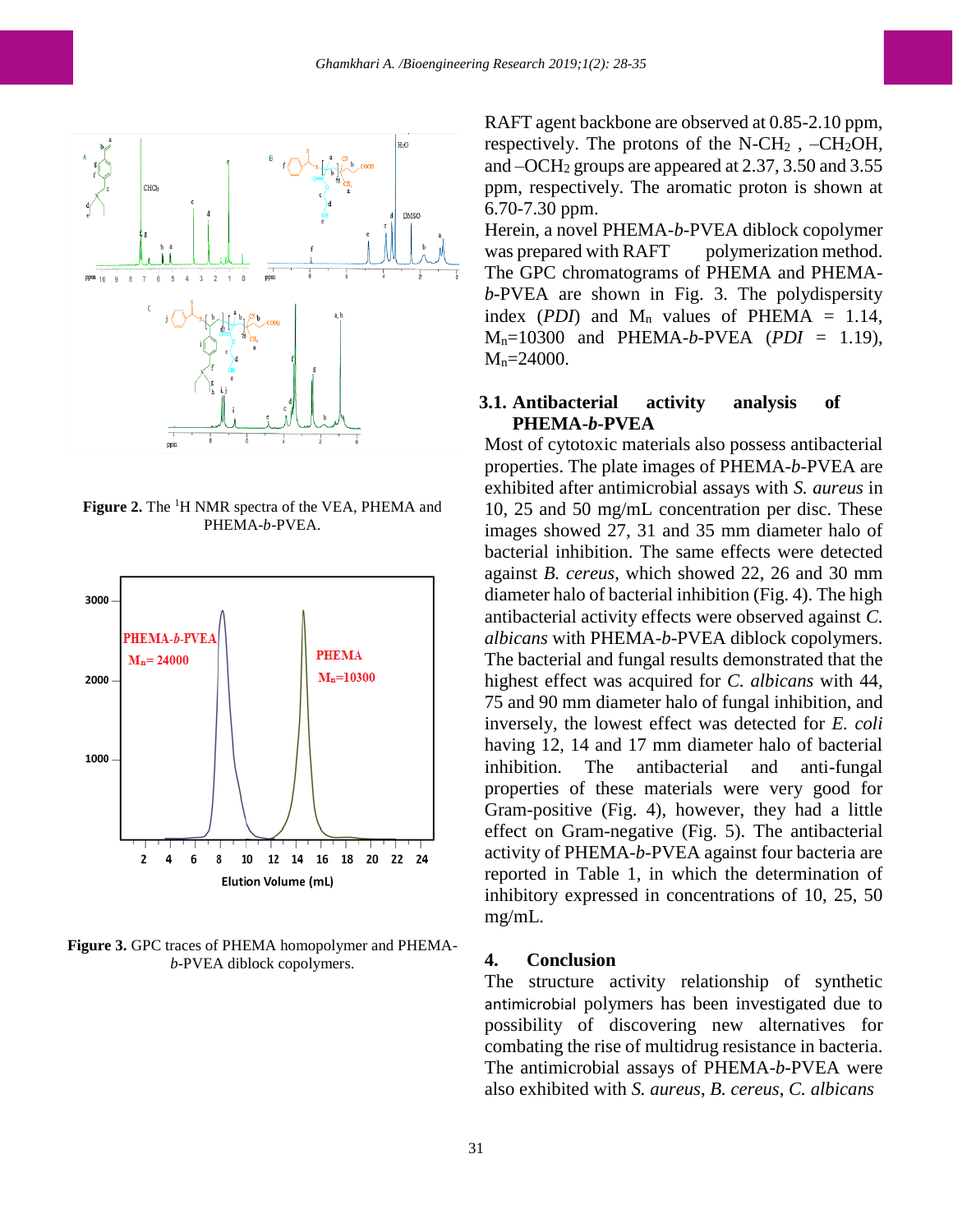Figure 2. The [1]H NMR spectra of the VEA, PHEMA and PHEMA-*b*-PVEA.

Figure 3. GPC traces of PHEMA homopolymer and PHEMA-*b*-PVEA diblock copolymers.

RAFT agent backbone are observed at 0.85-2.10 ppm, respectively. The protons of the N-$CH_2$ , –$CH_2$OH, and –$OCH_2$ groups are appeared at 2.37, 3.50 and 3.55 ppm, respectively. The aromatic proton is shown at 6.70-7.30 ppm.

Herein, a novel PHEMA-*b*-PVEA diblock copolymer was prepared with RAFT polymerization method. The GPC chromatograms of PHEMA and PHEMA-*b*-PVEA are shown in Fig. 3. The polydispersity index (*PDI*) and $M_n$ values of PHEMA = 1.14, $M_n$=10300 and PHEMA-*b*-PVEA (*PDI* = 1.19), $M_n$=24000.

### 3.1. Antibacterial activity analysis of PHEMA-*b*-PVEA

Most of cytotoxic materials also possess antibacterial properties. The plate images of PHEMA-*b*-PVEA are exhibited after antimicrobial assays with *S. aureus* in 10, 25 and 50 mg/mL concentration per disc. These images showed 27, 31 and 35 mm diameter halo of bacterial inhibition. The same effects were detected against *B. cereus*, which showed 22, 26 and 30 mm diameter halo of bacterial inhibition (Fig. 4). The high antibacterial activity effects were observed against *C. albicans* with PHEMA-*b*-PVEA diblock copolymers. The bacterial and fungal results demonstrated that the highest effect was acquired for *C. albicans* with 44, 75 and 90 mm diameter halo of fungal inhibition, and inversely, the lowest effect was detected for *E. coli* having 12, 14 and 17 mm diameter halo of bacterial inhibition. The antibacterial and anti-fungal properties of these materials were very good for Gram-positive (Fig. 4), however, they had a little effect on Gram-negative (Fig. 5). The antibacterial activity of PHEMA-*b*-PVEA against four bacteria are reported in Table 1, in which the determination of inhibitory expressed in concentrations of 10, 25, 50 mg/mL.

## 4. Conclusion

The structure activity relationship of synthetic antimicrobial polymers has been investigated due to possibility of discovering new alternatives for combating the rise of multidrug resistance in bacteria. The antimicrobial assays of PHEMA-*b*-PVEA were also exhibited with *S. aureus*, *B. cereus*, *C. albicans*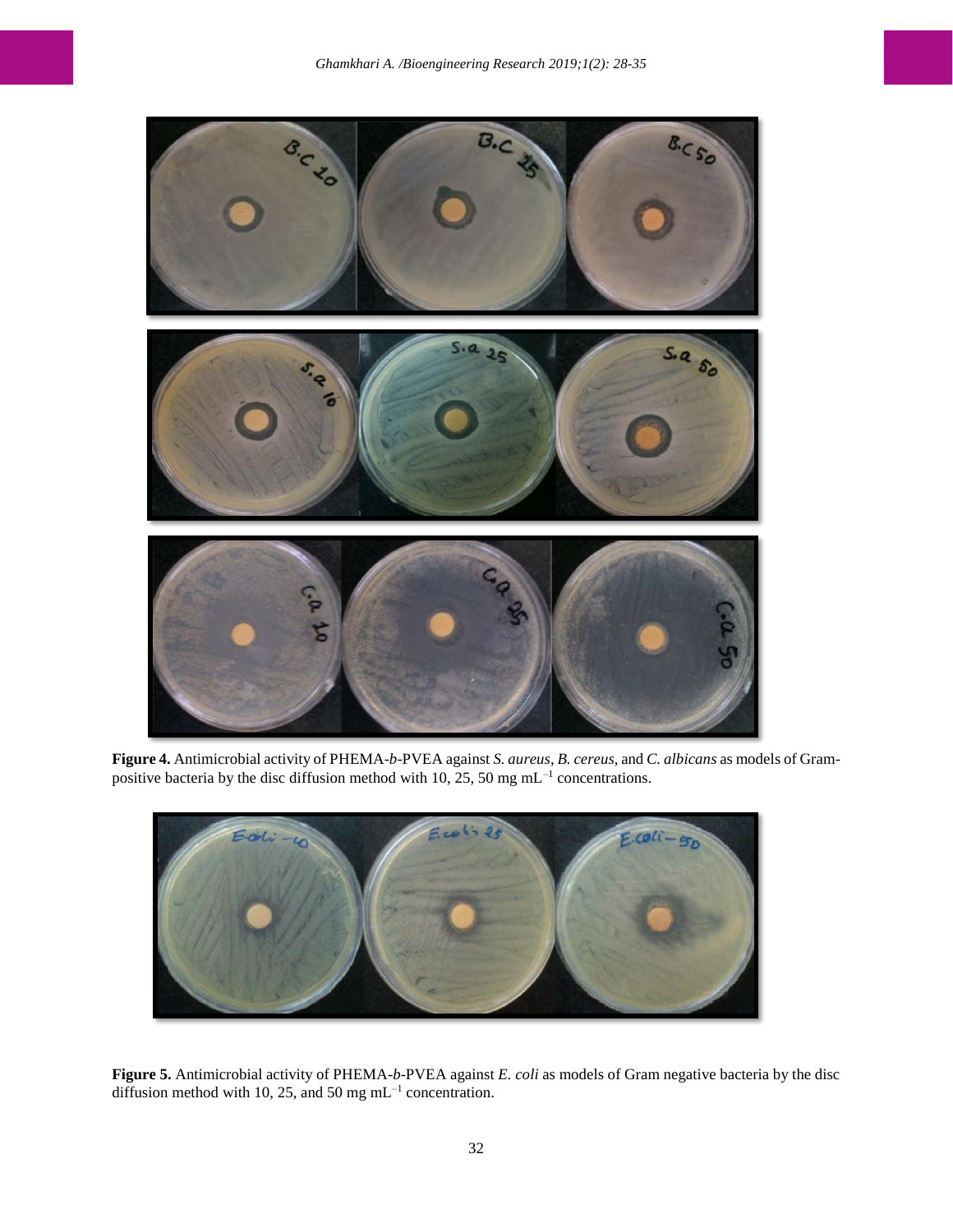**Figure 4.** Antimicrobial activity of PHEMA-*b*-PVEA against *S. aureus*, *B. cereus*, and *C. albicans* as models of Gram-positive bacteria by the disc diffusion method with 10, 25, 50 mg mL$^{-1}$ concentrations.

**Figure 5.** Antimicrobial activity of PHEMA-*b*-PVEA against *E. coli* as models of Gram negative bacteria by the disc diffusion method with 10, 25, and 50 mg mL$^{-1}$ concentration.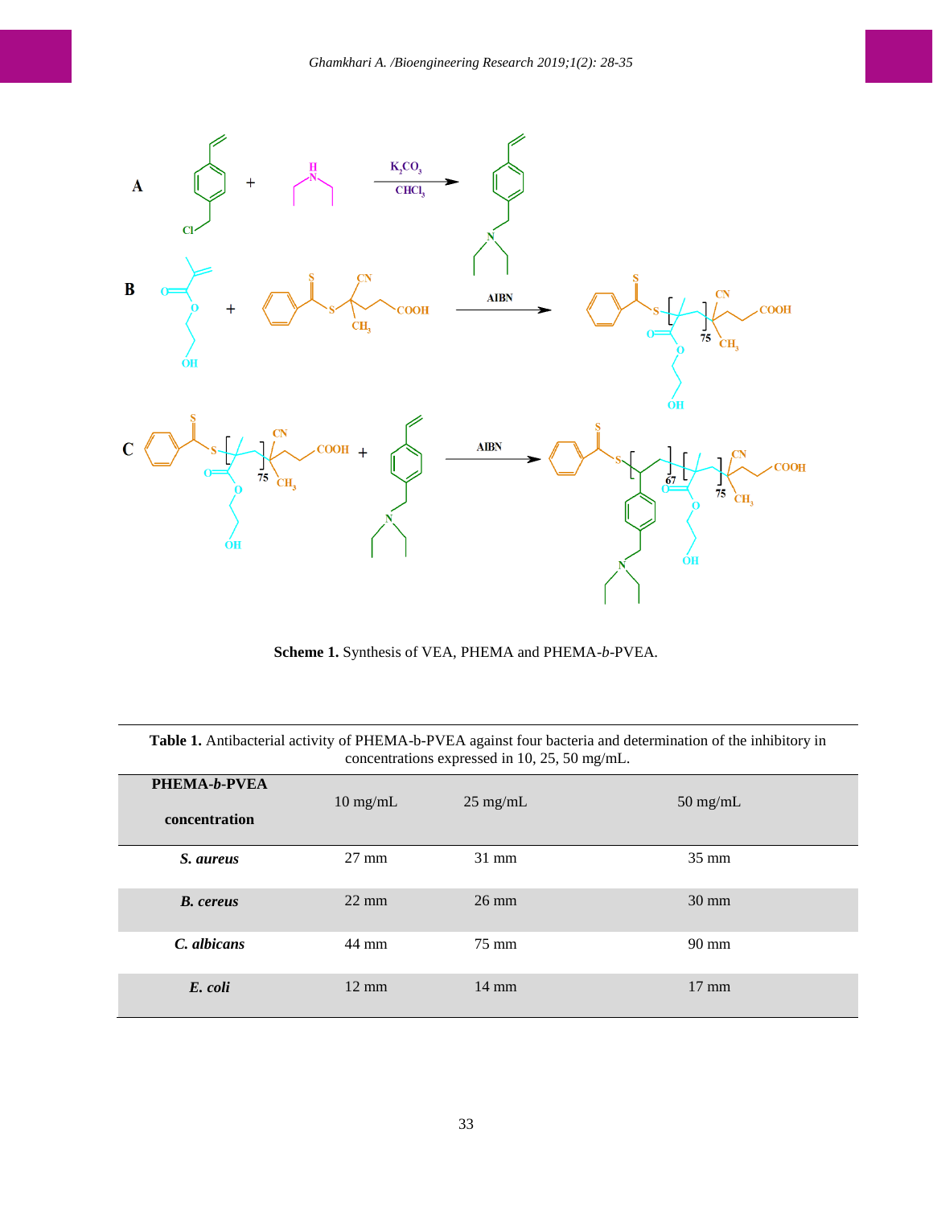**Scheme 1.** Synthesis of VEA, PHEMA and PHEMA-*b*-PVEA.

**Table 1.** Antibacterial activity of PHEMA-b-PVEA against four bacteria and determination of the inhibitory in concentrations expressed in 10, 25, 50 mg/mL.

| PHEMA-*b*-PVEA concentration | 10 mg/mL | 25 mg/mL | 50 mg/mL |
|---|---|---|---|
| ***S. aureus*** | 27 mm | 31 mm | 35 mm |
| ***B. cereus*** | 22 mm | 26 mm | 30 mm |
| ***C. albicans*** | 44 mm | 75 mm | 90 mm |
| ***E. coli*** | 12 mm | 14 mm | 17 mm |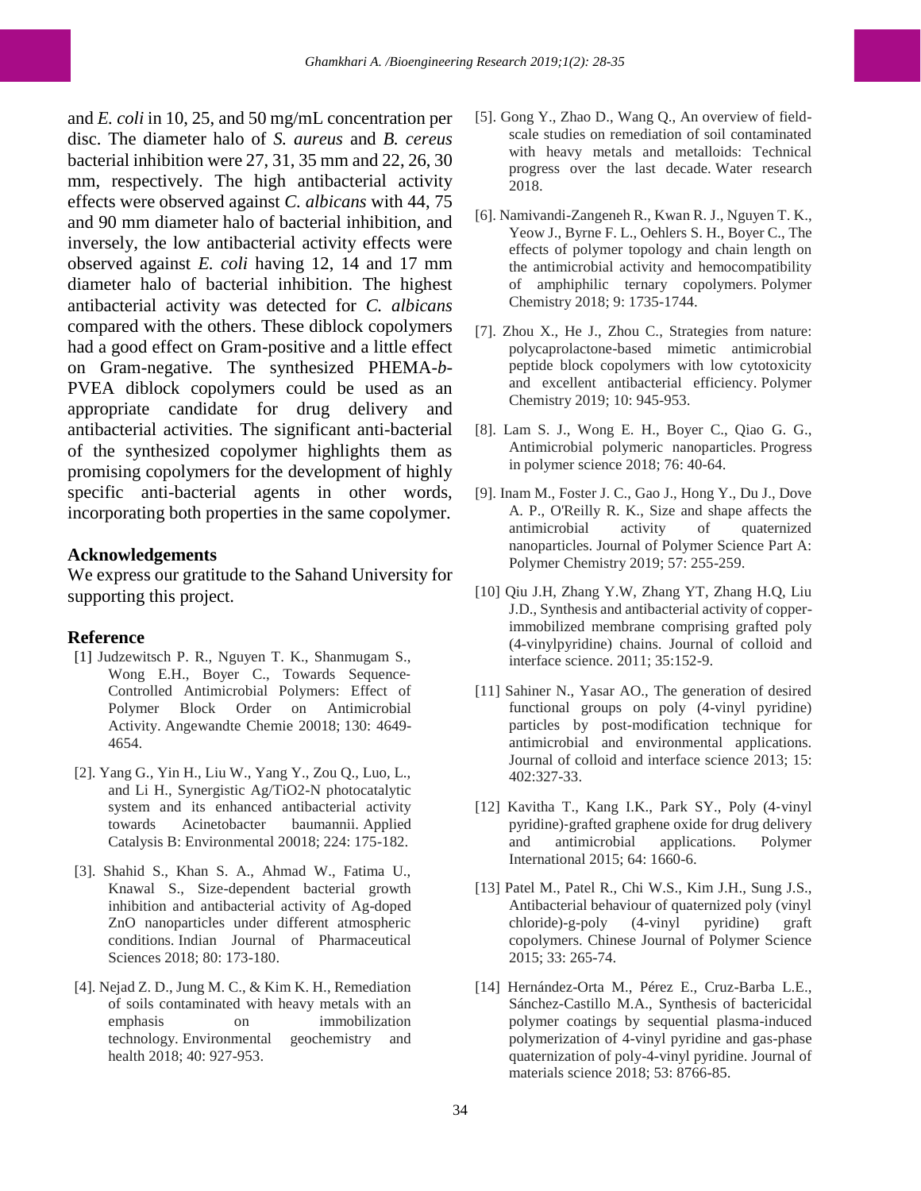and *E. coli* in 10, 25, and 50 mg/mL concentration per disc. The diameter halo of *S. aureus* and *B. cereus* bacterial inhibition were 27, 31, 35 mm and 22, 26, 30 mm, respectively. The high antibacterial activity effects were observed against *C. albicans* with 44, 75 and 90 mm diameter halo of bacterial inhibition, and inversely, the low antibacterial activity effects were observed against *E. coli* having 12, 14 and 17 mm diameter halo of bacterial inhibition. The highest antibacterial activity was detected for *C. albicans* compared with the others. These diblock copolymers had a good effect on Gram-positive and a little effect on Gram-negative. The synthesized PHEMA-*b*-PVEA diblock copolymers could be used as an appropriate candidate for drug delivery and antibacterial activities. The significant anti-bacterial of the synthesized copolymer highlights them as promising copolymers for the development of highly specific anti-bacterial agents in other words, incorporating both properties in the same copolymer.

## Acknowledgements

We express our gratitude to the Sahand University for supporting this project.

## Reference

[1] Judzewitsch P. R., Nguyen T. K., Shanmugam S., Wong E.H., Boyer C., Towards Sequence-Controlled Antimicrobial Polymers: Effect of Polymer Block Order on Antimicrobial Activity. Angewandte Chemie 20018; 130: 4649-4654.

[2]. Yang G., Yin H., Liu W., Yang Y., Zou Q., Luo, L., and Li H., Synergistic Ag/TiO2-N photocatalytic system and its enhanced antibacterial activity towards Acinetobacter baumannii. Applied Catalysis B: Environmental 20018; 224: 175-182.

[3]. Shahid S., Khan S. A., Ahmad W., Fatima U., Knawal S., Size-dependent bacterial growth inhibition and antibacterial activity of Ag-doped ZnO nanoparticles under different atmospheric conditions. Indian Journal of Pharmaceutical Sciences 2018; 80: 173-180.

[4]. Nejad Z. D., Jung M. C., & Kim K. H., Remediation of soils contaminated with heavy metals with an emphasis on immobilization technology. Environmental geochemistry and health 2018; 40: 927-953.

[5]. Gong Y., Zhao D., Wang Q., An overview of field-scale studies on remediation of soil contaminated with heavy metals and metalloids: Technical progress over the last decade. Water research 2018.

[6]. Namivandi-Zangeneh R., Kwan R. J., Nguyen T. K., Yeow J., Byrne F. L., Oehlers S. H., Boyer C., The effects of polymer topology and chain length on the antimicrobial activity and hemocompatibility of amphiphilic ternary copolymers. Polymer Chemistry 2018; 9: 1735-1744.

[7]. Zhou X., He J., Zhou C., Strategies from nature: polycaprolactone-based mimetic antimicrobial peptide block copolymers with low cytotoxicity and excellent antibacterial efficiency. Polymer Chemistry 2019; 10: 945-953.

[8]. Lam S. J., Wong E. H., Boyer C., Qiao G. G., Antimicrobial polymeric nanoparticles. Progress in polymer science 2018; 76: 40-64.

[9]. Inam M., Foster J. C., Gao J., Hong Y., Du J., Dove A. P., O'Reilly R. K., Size and shape affects the antimicrobial activity of quaternized nanoparticles. Journal of Polymer Science Part A: Polymer Chemistry 2019; 57: 255-259.

[10] Qiu J.H, Zhang Y.W, Zhang YT, Zhang H.Q, Liu J.D., Synthesis and antibacterial activity of copper-immobilized membrane comprising grafted poly (4-vinylpyridine) chains. Journal of colloid and interface science. 2011; 35:152-9.

[11] Sahiner N., Yasar AO., The generation of desired functional groups on poly (4-vinyl pyridine) particles by post-modification technique for antimicrobial and environmental applications. Journal of colloid and interface science 2013; 15: 402:327-33.

[12] Kavitha T., Kang I.K., Park SY., Poly (4-vinyl pyridine)-grafted graphene oxide for drug delivery and antimicrobial applications. Polymer International 2015; 64: 1660-6.

[13] Patel M., Patel R., Chi W.S., Kim J.H., Sung J.S., Antibacterial behaviour of quaternized poly (vinyl chloride)-g-poly (4-vinyl pyridine) graft copolymers. Chinese Journal of Polymer Science 2015; 33: 265-74.

[14] Hernández-Orta M., Pérez E., Cruz-Barba L.E., Sánchez-Castillo M.A., Synthesis of bactericidal polymer coatings by sequential plasma-induced polymerization of 4-vinyl pyridine and gas-phase quaternization of poly-4-vinyl pyridine. Journal of materials science 2018; 53: 8766-85.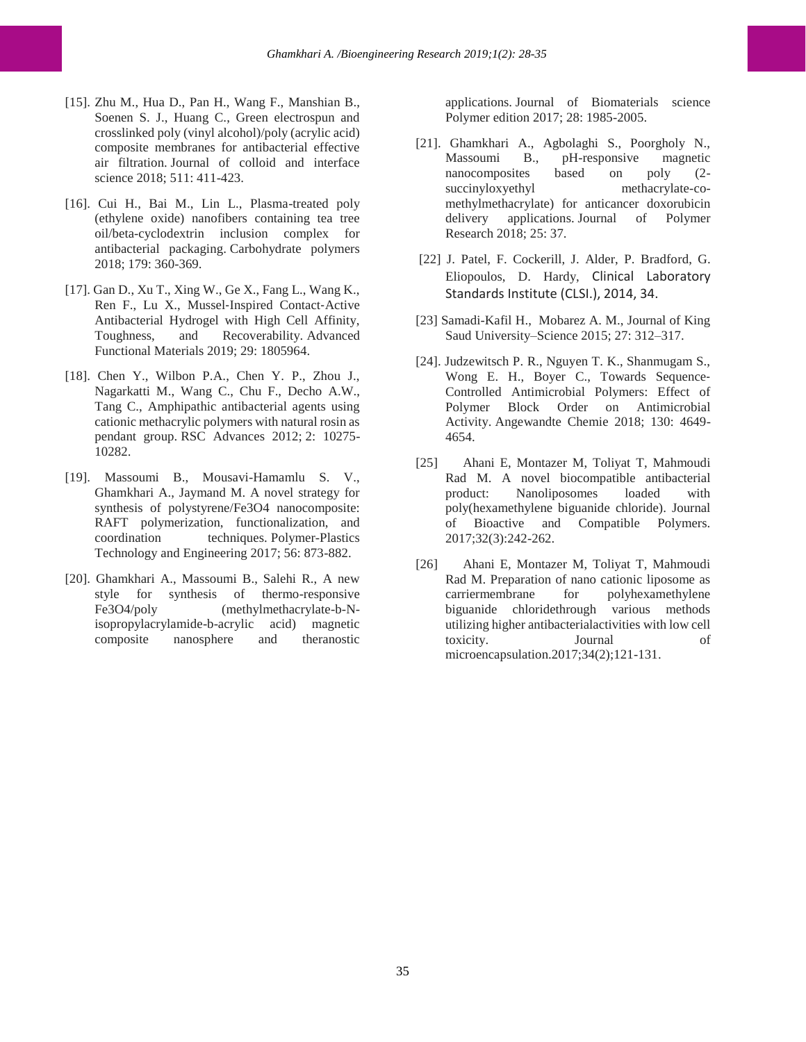[15]. Zhu M., Hua D., Pan H., Wang F., Manshian B., Soenen S. J., Huang C., Green electrospun and crosslinked poly (vinyl alcohol)/poly (acrylic acid) composite membranes for antibacterial effective air filtration. Journal of colloid and interface science 2018; 511: 411-423.

[16]. Cui H., Bai M., Lin L., Plasma-treated poly (ethylene oxide) nanofibers containing tea tree oil/beta-cyclodextrin inclusion complex for antibacterial packaging. Carbohydrate polymers 2018; 179: 360-369.

[17]. Gan D., Xu T., Xing W., Ge X., Fang L., Wang K., Ren F., Lu X., Mussel-Inspired Contact-Active Antibacterial Hydrogel with High Cell Affinity, Toughness, and Recoverability. Advanced Functional Materials 2019; 29: 1805964.

[18]. Chen Y., Wilbon P.A., Chen Y. P., Zhou J., Nagarkatti M., Wang C., Chu F., Decho A.W., Tang C., Amphipathic antibacterial agents using cationic methacrylic polymers with natural rosin as pendant group. RSC Advances 2012; 2: 10275-10282.

[19]. Massoumi B., Mousavi-Hamamlu S. V., Ghamkhari A., Jaymand M. A novel strategy for synthesis of polystyrene/Fe3O4 nanocomposite: RAFT polymerization, functionalization, and coordination techniques. Polymer-Plastics Technology and Engineering 2017; 56: 873-882.

[20]. Ghamkhari A., Massoumi B., Salehi R., A new style for synthesis of thermo-responsive Fe3O4/poly (methylmethacrylate-b-N-isopropylacrylamide-b-acrylic acid) magnetic composite nanosphere and theranostic applications. Journal of Biomaterials science Polymer edition 2017; 28: 1985-2005.

[21]. Ghamkhari A., Agbolaghi S., Poorgholy N., Massoumi B., pH-responsive magnetic nanocomposites based on poly (2-succinyloxyethyl methacrylate-co-methylmethacrylate) for anticancer doxorubicin delivery applications. Journal of Polymer Research 2018; 25: 37.

[22] J. Patel, F. Cockerill, J. Alder, P. Bradford, G. Eliopoulos, D. Hardy, Clinical Laboratory Standards Institute (CLSI.), 2014, 34.

[23] Samadi-Kafil H., Mobarez A. M., Journal of King Saud University–Science 2015; 27: 312–317.

[24]. Judzewitsch P. R., Nguyen T. K., Shanmugam S., Wong E. H., Boyer C., Towards Sequence-Controlled Antimicrobial Polymers: Effect of Polymer Block Order on Antimicrobial Activity. Angewandte Chemie 2018; 130: 4649-4654.

[25] Ahani E, Montazer M, Toliyat T, Mahmoudi Rad M. A novel biocompatible antibacterial product: Nanoliposomes loaded with poly(hexamethylene biguanide chloride). Journal of Bioactive and Compatible Polymers. 2017;32(3):242-262.

[26] Ahani E, Montazer M, Toliyat T, Mahmoudi Rad M. Preparation of nano cationic liposome as carriermembrane for polyhexamethylene biguanide chloridethrough various methods utilizing higher antibacterialactivities with low cell toxicity. Journal of microencapsulation.2017;34(2);121-131.